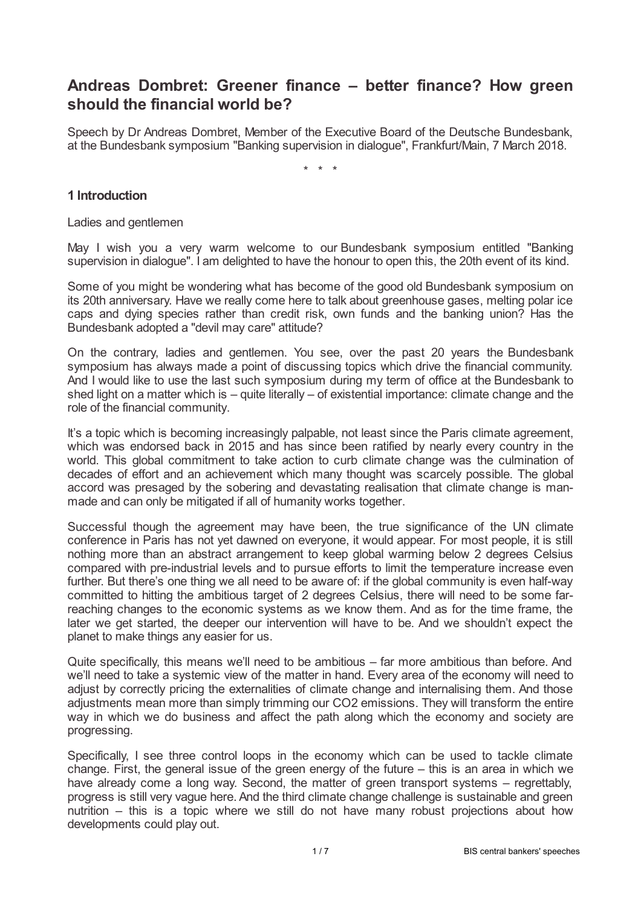# Andreas Dombret: Greener finance – better finance? How green should the financial world be?

Speech by Dr Andreas Dombret, Member of the Executive Board of the Deutsche Bundesbank, at the Bundesbank symposium "Banking supervision in dialogue", Frankfurt/Main, 7 March 2018.

\* \* \*

## 1 Introduction

Ladies and gentlemen

May I wish you a very warm welcome to our Bundesbank symposium entitled "Banking supervision in dialogue". I am delighted to have the honour to open this, the 20th event of its kind.

Some of you might be wondering what has become of the good old Bundesbank symposium on its 20th anniversary. Have we really come here to talk about greenhouse gases, melting polar ice caps and dying species rather than credit risk, own funds and the banking union? Has the Bundesbank adopted a "devil may care" attitude?

On the contrary, ladies and gentlemen. You see, over the past 20 years the Bundesbank symposium has always made a point of discussing topics which drive the financial community. And I would like to use the last such symposium during my term of office at the Bundesbank to shed light on a matter which is – quite literally – of existential importance: climate change and the role of the financial community.

It's a topic which is becoming increasingly palpable, not least since the Paris climate agreement, which was endorsed back in 2015 and has since been ratified by nearly every country in the world. This global commitment to take action to curb climate change was the culmination of decades of effort and an achievement which many thought was scarcely possible. The global accord was presaged by the sobering and devastating realisation that climate change is man-made and can only be mitigated if all of humanity works together.

Successful though the agreement may have been, the true significance of the UN climate conference in Paris has not yet dawned on everyone, it would appear. For most people, it is still nothing more than an abstract arrangement to keep global warming below 2 degrees Celsius compared with pre-industrial levels and to pursue efforts to limit the temperature increase even further. But there's one thing we all need to be aware of: if the global community is even half-way committed to hitting the ambitious target of 2 degrees Celsius, there will need to be some far-reaching changes to the economic systems as we know them. And as for the time frame, the later we get started, the deeper our intervention will have to be. And we shouldn't expect the planet to make things any easier for us.

Quite specifically, this means we'll need to be ambitious – far more ambitious than before. And we'll need to take a systemic view of the matter in hand. Every area of the economy will need to adjust by correctly pricing the externalities of climate change and internalising them. And those adjustments mean more than simply trimming our $CO_2$ emissions. They will transform the entire way in which we do business and affect the path along which the economy and society are progressing.

Specifically, I see three control loops in the economy which can be used to tackle climate change. First, the general issue of the green energy of the future – this is an area in which we have already come a long way. Second, the matter of green transport systems – regrettably, progress is still very vague here. And the third climate change challenge is sustainable and green nutrition – this is a topic where we still do not have many robust projections about how developments could play out.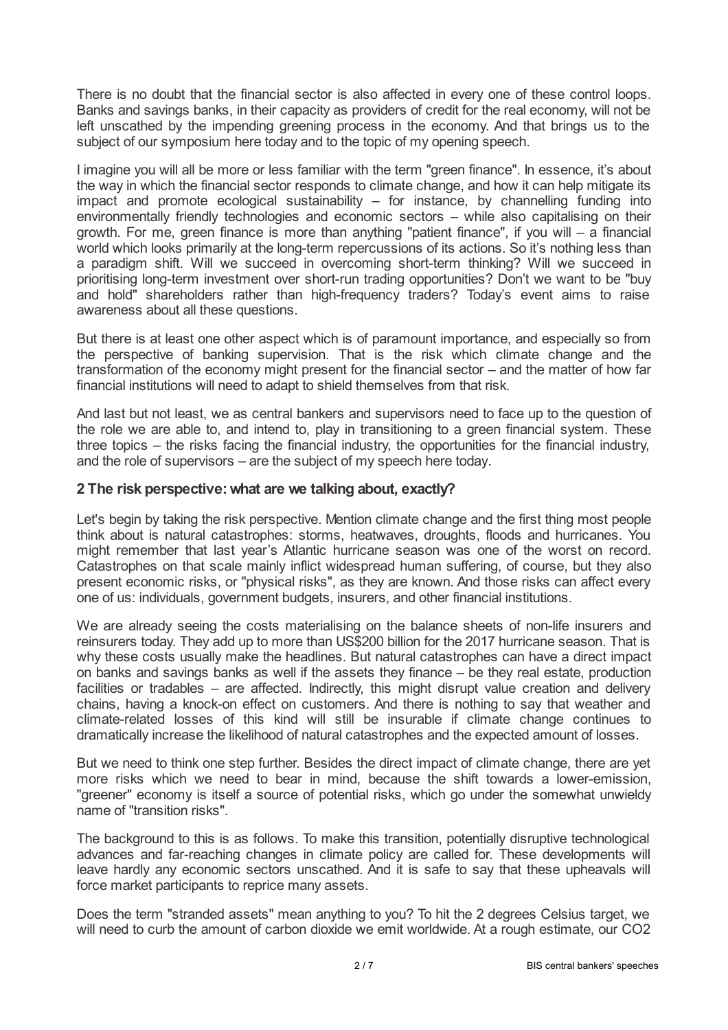There is no doubt that the financial sector is also affected in every one of these control loops. Banks and savings banks, in their capacity as providers of credit for the real economy, will not be left unscathed by the impending greening process in the economy. And that brings us to the subject of our symposium here today and to the topic of my opening speech.

I imagine you will all be more or less familiar with the term "green finance". In essence, it's about the way in which the financial sector responds to climate change, and how it can help mitigate its impact and promote ecological sustainability – for instance, by channelling funding into environmentally friendly technologies and economic sectors – while also capitalising on their growth. For me, green finance is more than anything "patient finance", if you will – a financial world which looks primarily at the long-term repercussions of its actions. So it's nothing less than a paradigm shift. Will we succeed in overcoming short-term thinking? Will we succeed in prioritising long-term investment over short-run trading opportunities? Don't we want to be "buy and hold" shareholders rather than high-frequency traders? Today's event aims to raise awareness about all these questions.

But there is at least one other aspect which is of paramount importance, and especially so from the perspective of banking supervision. That is the risk which climate change and the transformation of the economy might present for the financial sector – and the matter of how far financial institutions will need to adapt to shield themselves from that risk.

And last but not least, we as central bankers and supervisors need to face up to the question of the role we are able to, and intend to, play in transitioning to a green financial system. These three topics – the risks facing the financial industry, the opportunities for the financial industry, and the role of supervisors – are the subject of my speech here today.

## 2 The risk perspective: what are we talking about, exactly?

Let's begin by taking the risk perspective. Mention climate change and the first thing most people think about is natural catastrophes: storms, heatwaves, droughts, floods and hurricanes. You might remember that last year's Atlantic hurricane season was one of the worst on record. Catastrophes on that scale mainly inflict widespread human suffering, of course, but they also present economic risks, or "physical risks", as they are known. And those risks can affect every one of us: individuals, government budgets, insurers, and other financial institutions.

We are already seeing the costs materialising on the balance sheets of non-life insurers and reinsurers today. They add up to more than US$200 billion for the 2017 hurricane season. That is why these costs usually make the headlines. But natural catastrophes can have a direct impact on banks and savings banks as well if the assets they finance – be they real estate, production facilities or tradables – are affected. Indirectly, this might disrupt value creation and delivery chains, having a knock-on effect on customers. And there is nothing to say that weather and climate-related losses of this kind will still be insurable if climate change continues to dramatically increase the likelihood of natural catastrophes and the expected amount of losses.

But we need to think one step further. Besides the direct impact of climate change, there are yet more risks which we need to bear in mind, because the shift towards a lower-emission, "greener" economy is itself a source of potential risks, which go under the somewhat unwieldy name of "transition risks".

The background to this is as follows. To make this transition, potentially disruptive technological advances and far-reaching changes in climate policy are called for. These developments will leave hardly any economic sectors unscathed. And it is safe to say that these upheavals will force market participants to reprice many assets.

Does the term "stranded assets" mean anything to you? To hit the 2 degrees Celsius target, we will need to curb the amount of carbon dioxide we emit worldwide. At a rough estimate, our $CO_2$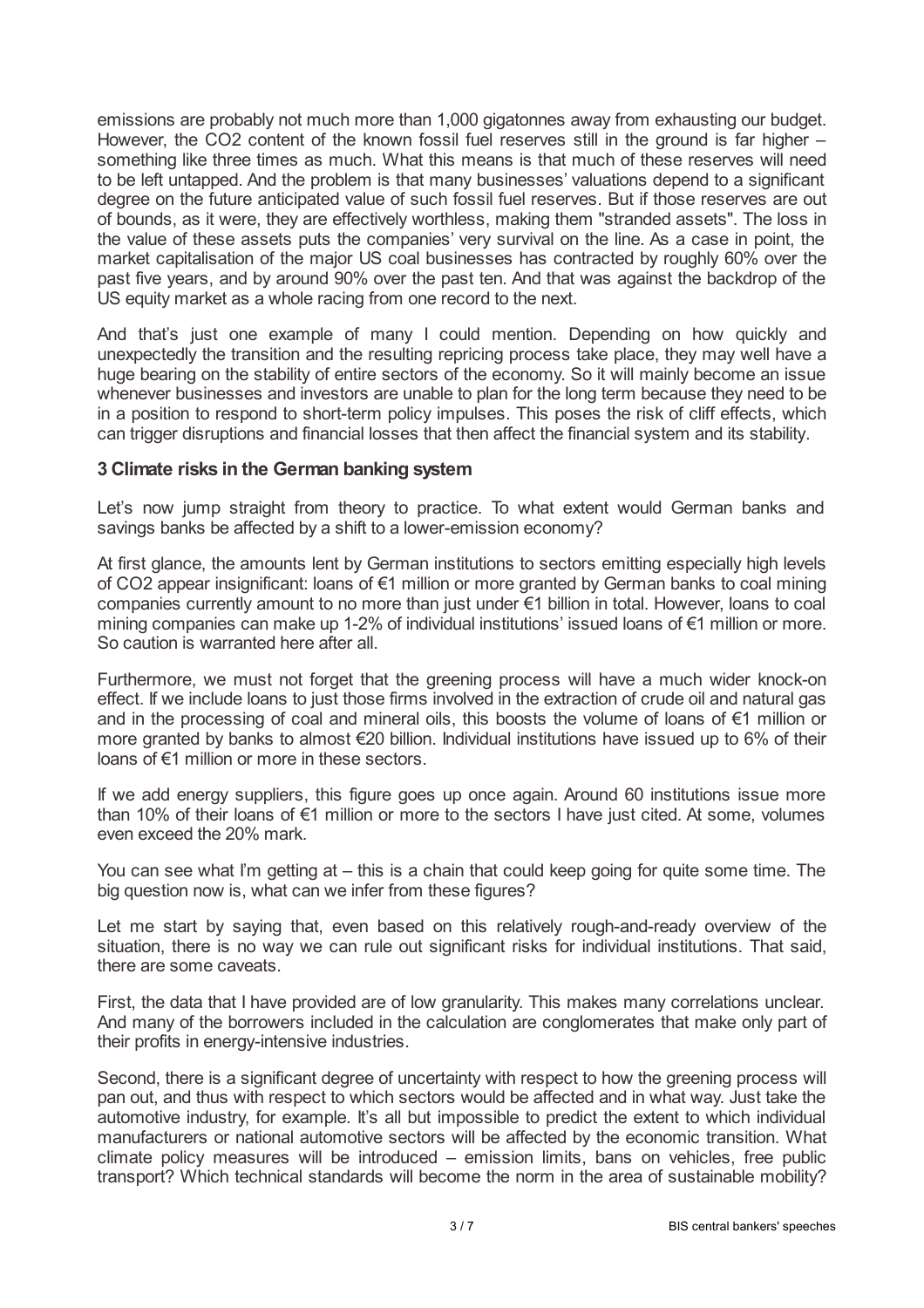emissions are probably not much more than 1,000 gigatonnes away from exhausting our budget. However, the $CO_2$ content of the known fossil fuel reserves still in the ground is far higher – something like three times as much. What this means is that much of these reserves will need to be left untapped. And the problem is that many businesses' valuations depend to a significant degree on the future anticipated value of such fossil fuel reserves. But if those reserves are out of bounds, as it were, they are effectively worthless, making them "stranded assets". The loss in the value of these assets puts the companies' very survival on the line. As a case in point, the market capitalisation of the major US coal businesses has contracted by roughly 60% over the past five years, and by around 90% over the past ten. And that was against the backdrop of the US equity market as a whole racing from one record to the next.

And that's just one example of many I could mention. Depending on how quickly and unexpectedly the transition and the resulting repricing process take place, they may well have a huge bearing on the stability of entire sectors of the economy. So it will mainly become an issue whenever businesses and investors are unable to plan for the long term because they need to be in a position to respond to short-term policy impulses. This poses the risk of cliff effects, which can trigger disruptions and financial losses that then affect the financial system and its stability.

### 3 Climate risks in the German banking system

Let's now jump straight from theory to practice. To what extent would German banks and savings banks be affected by a shift to a lower-emission economy?

At first glance, the amounts lent by German institutions to sectors emitting especially high levels of $CO_2$ appear insignificant: loans of €1 million or more granted by German banks to coal mining companies currently amount to no more than just under €1 billion in total. However, loans to coal mining companies can make up 1-2% of individual institutions' issued loans of €1 million or more. So caution is warranted here after all.

Furthermore, we must not forget that the greening process will have a much wider knock-on effect. If we include loans to just those firms involved in the extraction of crude oil and natural gas and in the processing of coal and mineral oils, this boosts the volume of loans of €1 million or more granted by banks to almost €20 billion. Individual institutions have issued up to 6% of their loans of €1 million or more in these sectors.

If we add energy suppliers, this figure goes up once again. Around 60 institutions issue more than 10% of their loans of €1 million or more to the sectors I have just cited. At some, volumes even exceed the 20% mark.

You can see what I'm getting at – this is a chain that could keep going for quite some time. The big question now is, what can we infer from these figures?

Let me start by saying that, even based on this relatively rough-and-ready overview of the situation, there is no way we can rule out significant risks for individual institutions. That said, there are some caveats.

First, the data that I have provided are of low granularity. This makes many correlations unclear. And many of the borrowers included in the calculation are conglomerates that make only part of their profits in energy-intensive industries.

Second, there is a significant degree of uncertainty with respect to how the greening process will pan out, and thus with respect to which sectors would be affected and in what way. Just take the automotive industry, for example. It's all but impossible to predict the extent to which individual manufacturers or national automotive sectors will be affected by the economic transition. What climate policy measures will be introduced – emission limits, bans on vehicles, free public transport? Which technical standards will become the norm in the area of sustainable mobility?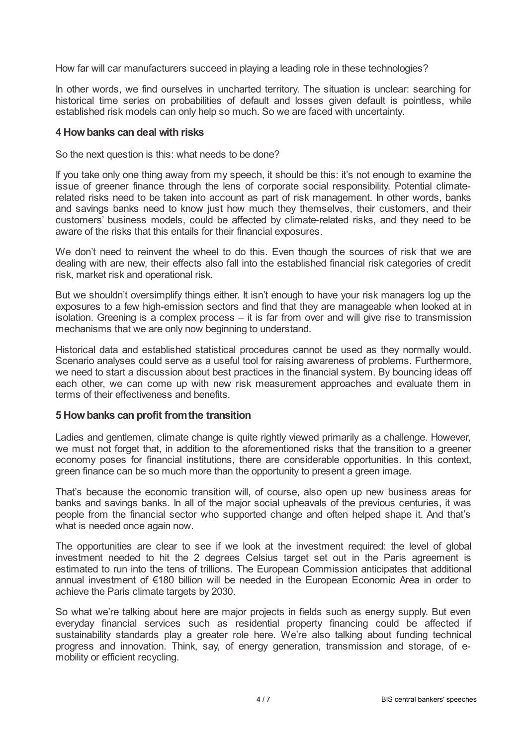How far will car manufacturers succeed in playing a leading role in these technologies?

In other words, we find ourselves in uncharted territory. The situation is unclear: searching for historical time series on probabilities of default and losses given default is pointless, while established risk models can only help so much. So we are faced with uncertainty.

### 4 How banks can deal with risks

So the next question is this: what needs to be done?

If you take only one thing away from my speech, it should be this: it's not enough to examine the issue of greener finance through the lens of corporate social responsibility. Potential climate-related risks need to be taken into account as part of risk management. In other words, banks and savings banks need to know just how much they themselves, their customers, and their customers' business models, could be affected by climate-related risks, and they need to be aware of the risks that this entails for their financial exposures.

We don't need to reinvent the wheel to do this. Even though the sources of risk that we are dealing with are new, their effects also fall into the established financial risk categories of credit risk, market risk and operational risk.

But we shouldn't oversimplify things either. It isn't enough to have your risk managers log up the exposures to a few high-emission sectors and find that they are manageable when looked at in isolation. Greening is a complex process – it is far from over and will give rise to transmission mechanisms that we are only now beginning to understand.

Historical data and established statistical procedures cannot be used as they normally would. Scenario analyses could serve as a useful tool for raising awareness of problems. Furthermore, we need to start a discussion about best practices in the financial system. By bouncing ideas off each other, we can come up with new risk measurement approaches and evaluate them in terms of their effectiveness and benefits.

### 5 How banks can profit from the transition

Ladies and gentlemen, climate change is quite rightly viewed primarily as a challenge. However, we must not forget that, in addition to the aforementioned risks that the transition to a greener economy poses for financial institutions, there are considerable opportunities. In this context, green finance can be so much more than the opportunity to present a green image.

That's because the economic transition will, of course, also open up new business areas for banks and savings banks. In all of the major social upheavals of the previous centuries, it was people from the financial sector who supported change and often helped shape it. And that's what is needed once again now.

The opportunities are clear to see if we look at the investment required: the level of global investment needed to hit the 2 degrees Celsius target set out in the Paris agreement is estimated to run into the tens of trillions. The European Commission anticipates that additional annual investment of €180 billion will be needed in the European Economic Area in order to achieve the Paris climate targets by 2030.

So what we're talking about here are major projects in fields such as energy supply. But even everyday financial services such as residential property financing could be affected if sustainability standards play a greater role here. We're also talking about funding technical progress and innovation. Think, say, of energy generation, transmission and storage, of e-mobility or efficient recycling.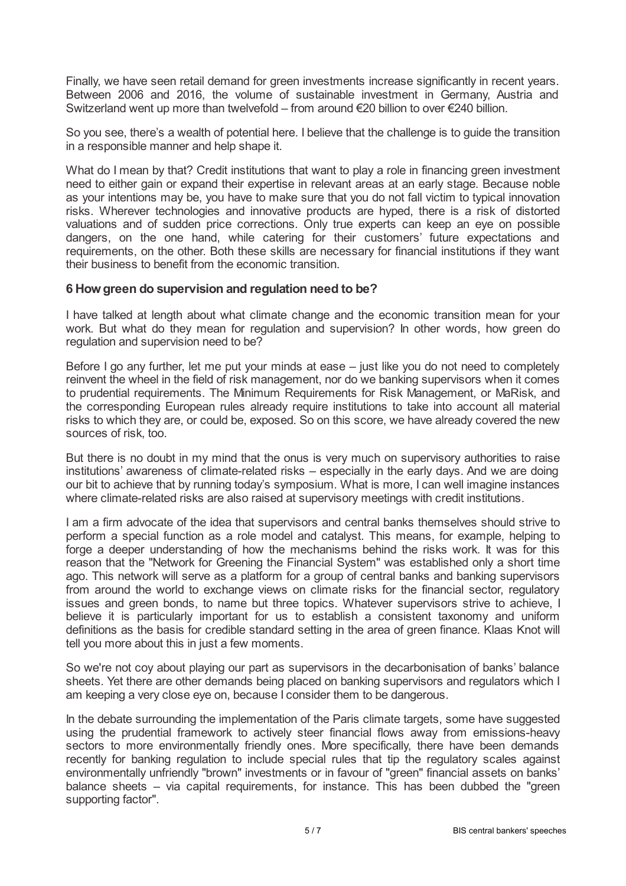Finally, we have seen retail demand for green investments increase significantly in recent years. Between 2006 and 2016, the volume of sustainable investment in Germany, Austria and Switzerland went up more than twelvefold – from around €20 billion to over €240 billion.

So you see, there's a wealth of potential here. I believe that the challenge is to guide the transition in a responsible manner and help shape it.

What do I mean by that? Credit institutions that want to play a role in financing green investment need to either gain or expand their expertise in relevant areas at an early stage. Because noble as your intentions may be, you have to make sure that you do not fall victim to typical innovation risks. Wherever technologies and innovative products are hyped, there is a risk of distorted valuations and of sudden price corrections. Only true experts can keep an eye on possible dangers, on the one hand, while catering for their customers' future expectations and requirements, on the other. Both these skills are necessary for financial institutions if they want their business to benefit from the economic transition.

## 6 How green do supervision and regulation need to be?

I have talked at length about what climate change and the economic transition mean for your work. But what do they mean for regulation and supervision? In other words, how green do regulation and supervision need to be?

Before I go any further, let me put your minds at ease – just like you do not need to completely reinvent the wheel in the field of risk management, nor do we banking supervisors when it comes to prudential requirements. The Minimum Requirements for Risk Management, or MaRisk, and the corresponding European rules already require institutions to take into account all material risks to which they are, or could be, exposed. So on this score, we have already covered the new sources of risk, too.

But there is no doubt in my mind that the onus is very much on supervisory authorities to raise institutions' awareness of climate-related risks – especially in the early days. And we are doing our bit to achieve that by running today's symposium. What is more, I can well imagine instances where climate-related risks are also raised at supervisory meetings with credit institutions.

I am a firm advocate of the idea that supervisors and central banks themselves should strive to perform a special function as a role model and catalyst. This means, for example, helping to forge a deeper understanding of how the mechanisms behind the risks work. It was for this reason that the "Network for Greening the Financial System" was established only a short time ago. This network will serve as a platform for a group of central banks and banking supervisors from around the world to exchange views on climate risks for the financial sector, regulatory issues and green bonds, to name but three topics. Whatever supervisors strive to achieve, I believe it is particularly important for us to establish a consistent taxonomy and uniform definitions as the basis for credible standard setting in the area of green finance. Klaas Knot will tell you more about this in just a few moments.

So we're not coy about playing our part as supervisors in the decarbonisation of banks' balance sheets. Yet there are other demands being placed on banking supervisors and regulators which I am keeping a very close eye on, because I consider them to be dangerous.

In the debate surrounding the implementation of the Paris climate targets, some have suggested using the prudential framework to actively steer financial flows away from emissions-heavy sectors to more environmentally friendly ones. More specifically, there have been demands recently for banking regulation to include special rules that tip the regulatory scales against environmentally unfriendly "brown" investments or in favour of "green" financial assets on banks' balance sheets – via capital requirements, for instance. This has been dubbed the "green supporting factor".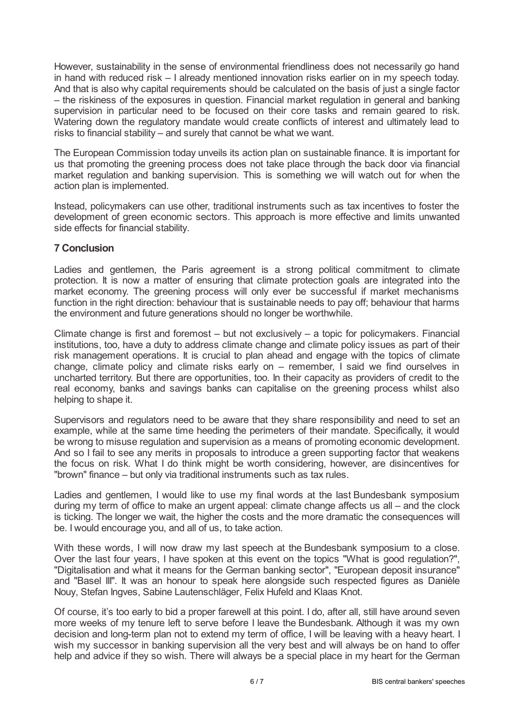However, sustainability in the sense of environmental friendliness does not necessarily go hand in hand with reduced risk – I already mentioned innovation risks earlier on in my speech today. And that is also why capital requirements should be calculated on the basis of just a single factor – the riskiness of the exposures in question. Financial market regulation in general and banking supervision in particular need to be focused on their core tasks and remain geared to risk. Watering down the regulatory mandate would create conflicts of interest and ultimately lead to risks to financial stability – and surely that cannot be what we want.

The European Commission today unveils its action plan on sustainable finance. It is important for us that promoting the greening process does not take place through the back door via financial market regulation and banking supervision. This is something we will watch out for when the action plan is implemented.

Instead, policymakers can use other, traditional instruments such as tax incentives to foster the development of green economic sectors. This approach is more effective and limits unwanted side effects for financial stability.

### 7 Conclusion

Ladies and gentlemen, the Paris agreement is a strong political commitment to climate protection. It is now a matter of ensuring that climate protection goals are integrated into the market economy. The greening process will only ever be successful if market mechanisms function in the right direction: behaviour that is sustainable needs to pay off; behaviour that harms the environment and future generations should no longer be worthwhile.

Climate change is first and foremost – but not exclusively – a topic for policymakers. Financial institutions, too, have a duty to address climate change and climate policy issues as part of their risk management operations. It is crucial to plan ahead and engage with the topics of climate change, climate policy and climate risks early on – remember, I said we find ourselves in uncharted territory. But there are opportunities, too. In their capacity as providers of credit to the real economy, banks and savings banks can capitalise on the greening process whilst also helping to shape it.

Supervisors and regulators need to be aware that they share responsibility and need to set an example, while at the same time heeding the perimeters of their mandate. Specifically, it would be wrong to misuse regulation and supervision as a means of promoting economic development. And so I fail to see any merits in proposals to introduce a green supporting factor that weakens the focus on risk. What I do think might be worth considering, however, are disincentives for "brown" finance – but only via traditional instruments such as tax rules.

Ladies and gentlemen, I would like to use my final words at the last Bundesbank symposium during my term of office to make an urgent appeal: climate change affects us all – and the clock is ticking. The longer we wait, the higher the costs and the more dramatic the consequences will be. I would encourage you, and all of us, to take action.

With these words, I will now draw my last speech at the Bundesbank symposium to a close. Over the last four years, I have spoken at this event on the topics "What is good regulation?", "Digitalisation and what it means for the German banking sector", "European deposit insurance" and "Basel III". It was an honour to speak here alongside such respected figures as Danièle Nouy, Stefan Ingves, Sabine Lautenschläger, Felix Hufeld and Klaas Knot.

Of course, it's too early to bid a proper farewell at this point. I do, after all, still have around seven more weeks of my tenure left to serve before I leave the Bundesbank. Although it was my own decision and long-term plan not to extend my term of office, I will be leaving with a heavy heart. I wish my successor in banking supervision all the very best and will always be on hand to offer help and advice if they so wish. There will always be a special place in my heart for the German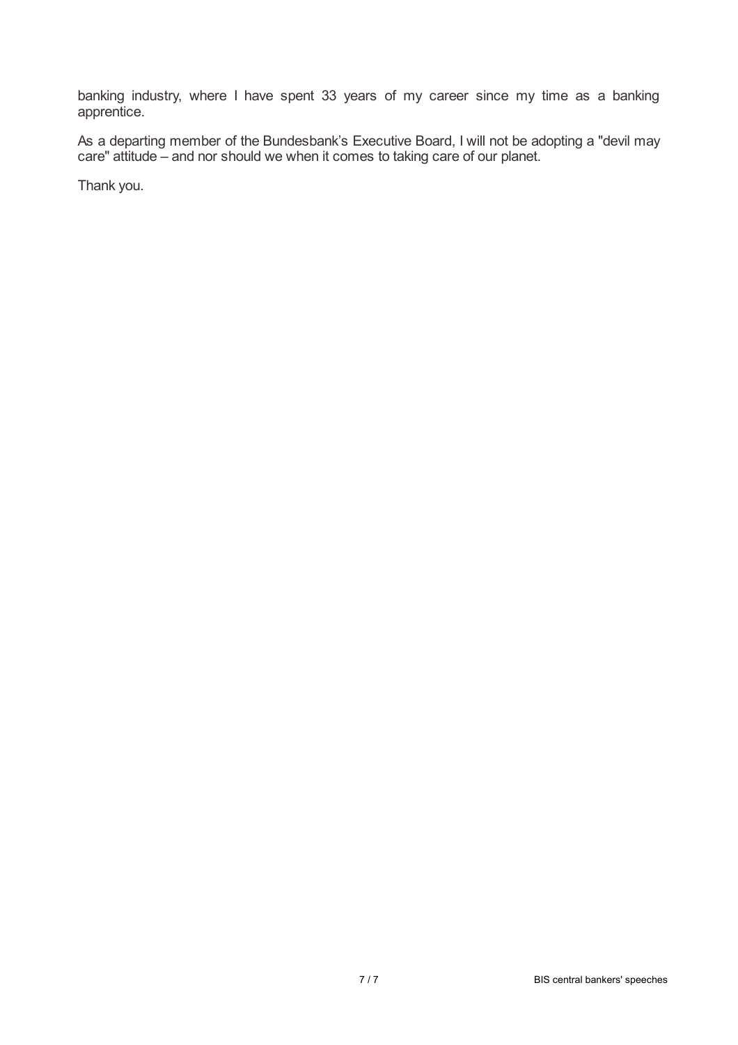banking industry, where I have spent 33 years of my career since my time as a banking apprentice.

As a departing member of the Bundesbank's Executive Board, I will not be adopting a "devil may care" attitude – and nor should we when it comes to taking care of our planet.

Thank you.